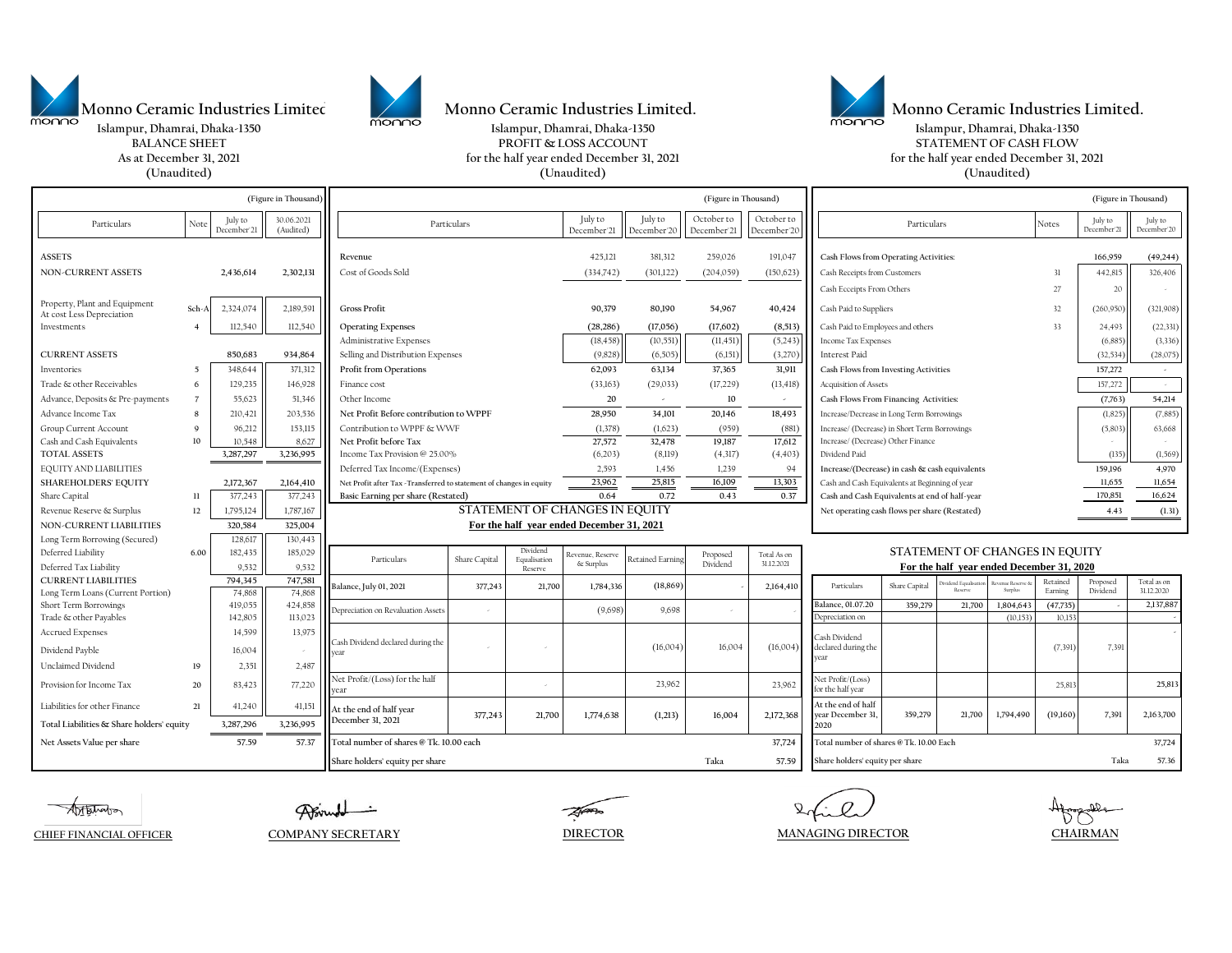# Monno Ceramic Industries Limited.

Islampur, Dhamrai, Dhaka-1350

BALANCE SHEET

As at December 31, 2021

(Unaudited)

(Figure in Thousand)

| Particulars | Note | July to December'21 | 30.06.2021 (Audited) |
|---|---|---|---|
| ASSETS | | | |
| NON-CURRENT ASSETS | | 2,436,614 | 2,302,131 |
| Property, Plant and Equipment At cost Less Depreciation | Sch-A | 2,324,074 | 2,189,591 |
| Investments | 4 | 112,540 | 112,540 |
| CURRENT ASSETS | | 850,683 | 934,864 |
| Inventories | 5 | 348,644 | 371,312 |
| Trade & other Receivables | 6 | 129,235 | 146,928 |
| Advance, Deposits & Pre-payments | 7 | 55,623 | 51,346 |
| Advance Income Tax | 8 | 210,421 | 203,536 |
| Group Current Account | 9 | 96,212 | 153,115 |
| Cash and Cash Equivalents | 10 | 10,548 | 8,627 |
| TOTAL ASSETS | | 3,287,297 | 3,236,995 |
| EQUITY AND LIABILITIES | | | |
| SHAREHOLDERS' EQUITY | | 2,172,367 | 2,164,410 |
| Share Capital | 11 | 377,243 | 377,243 |
| Revenue Reserve & Surplus | 12 | 1,795,124 | 1,787,167 |
| NON-CURRENT LIABILITIES | | 320,584 | 325,004 |
| Long Term Borrowing (Secured) | | 128,617 | 130,443 |
| Deferred Liability | 6.00 | 182,435 | 185,029 |
| Deferred Tax Liability | | 9,532 | 9,532 |
| CURRENT LIABILITIES | | 794,345 | 747,581 |
| Long Term Loans (Current Portion) | | 74,868 | 74,868 |
| Short Term Borrowings | | 419,055 | 424,858 |
| Trade & other Payables | | 142,805 | 113,023 |
| Accrued Expenses | | 14,599 | 13,975 |
| Dividend Payble | | 16,004 | - |
| Unclaimed Dividend | 19 | 2,351 | 2,487 |
| Provision for Income Tax | 20 | 83,423 | 77,220 |
| Liabilities for other Finance | 21 | 41,240 | 41,151 |
| Total Liabilities & Share holders' equity | | 3,287,296 | 3,236,995 |
| Net Assets Value per share | | 57.59 | 57.37 |

# Monno Ceramic Industries Limited.

Islampur, Dhamrai, Dhaka-1350

PROFIT & LOSS ACCOUNT

for the half year ended December 31, 2021

(Unaudited)

(Figure in Thousand)

| Particulars | July to December'21 | July to December'20 | October to December'21 | October to December'20 |
|---|---|---|---|---|
| Revenue | 425,121 | 381,312 | 259,026 | 191,047 |
| Cost of Goods Sold | (334,742) | (301,122) | (204,059) | (150,623) |
| Gross Profit | 90,379 | 80,190 | 54,967 | 40,424 |
| Operating Expenses | (28,286) | (17,056) | (17,602) | (8,513) |
| Administrative Expenses | (18,458) | (10,551) | (11,451) | (5,243) |
| Selling and Distribution Expenses | (9,828) | (6,505) | (6,151) | (3,270) |
| Profit from Operations | 62,093 | 63,134 | 37,365 | 31,911 |
| Finance cost | (33,163) | (29,033) | (17,229) | (13,418) |
| Other Income | 20 | - | 10 | - |
| Net Profit Before contribution to WPPF | 28,950 | 34,101 | 20,146 | 18,493 |
| Contribution to WPPF & WWF | (1,378) | (1,623) | (959) | (881) |
| Net Profit before Tax | 27,572 | 32,478 | 19,187 | 17,612 |
| Income Tax Provision @ 25.00% | (6,203) | (8,119) | (4,317) | (4,403) |
| Deferred Tax Income/(Expenses) | 2,593 | 1,456 | 1,239 | 94 |
| Net Profit after Tax -Transferred to statement of changes in equity | 23,962 | 25,815 | 16,109 | 13,303 |
| Basic Earning per share (Restated) | 0.64 | 0.72 | 0.43 | 0.37 |

## STATEMENT OF CHANGES IN EQUITY

**For the half year ended December 31, 2021**

| Particulars | Share Capital | Dividend Equalisation Reserve | Revenue, Reserve & Surplus | Retained Earning | Proposed Dividend | Total As on 31.12.2021 |
|---|---|---|---|---|---|---|
| Balance, July 01, 2021 | 377,243 | 21,700 | 1,784,336 | (18,869) | - | 2,164,410 |
| Depreciation on Revaluation Assets | - | | (9,698) | 9,698 | - | - |
| Cash Dividend declared during the year | - | - | | (16,004) | 16,004 | (16,004) |
| Net Profit/(Loss) for the half year | | - | | 23,962 | | 23,962 |
| At the end of half year December 31, 2021 | 377,243 | 21,700 | 1,774,638 | (1,213) | 16,004 | 2,172,368 |
| Total number of shares @ Tk. 10.00 each | | | | | | 37,724 |
| Share holders' equity per share | | | | | Taka | 57.59 |

# Monno Ceramic Industries Limited.

Islampur, Dhamrai, Dhaka-1350

STATEMENT OF CASH FLOW

for the half year ended December 31, 2021

(Unaudited)

(Figure in Thousand)

| Particulars | Notes | July to December'21 | July to December'20 |
|---|---|---|---|
| Cash Flows from Operating Activities: | | 166,959 | (49,244) |
| Cash Receipts from Customers | 31 | 442,815 | 326,406 |
| Cash Eceipts From Others | 27 | 20 | - |
| Cash Paid to Suppliers | 32 | (260,950) | (321,908) |
| Cash Paid to Employees and others | 33 | 24,493 | (22,331) |
| Income Tax Expenses | | (6,885) | (3,336) |
| Interest Paid | | (32,534) | (28,075) |
| Cash Flows from Investing Activities | | 157,272 | - |
| Acquisition of Assets | | 157,272 | - |
| Cash Flows From Financing Activities: | | (7,763) | 54,214 |
| Increase/Decrease in Long Term Borrowings | | (1,825) | (7,885) |
| Increase/ (Decrease) in Short Term Borrowings | | (5,803) | 63,668 |
| Increase/ (Decrease) Other Finance | | - | - |
| Dividend Paid | | (135) | (1,569) |
| Increase/(Decrease) in cash & cash equivalents | | 159,196 | 4,970 |
| Cash and Cash Equivalents at Beginning of year | | 11,655 | 11,654 |
| Cash and Cash Equivalents at end of half-year | | 170,851 | 16,624 |
| Net operating cash flows per share (Restated) | | 4.43 | (1.31) |

## STATEMENT OF CHANGES IN EQUITY

**For the half year ended December 31, 2020**

| Particulars | Share Capital | Dividend Equalisation Reserve | Revenue Reserve & Surplus | Retained Earning | Proposed Dividend | Total as on 31.12.2020 |
|---|---|---|---|---|---|---|
| Balance, 01.07.20 | 359,279 | 21,700 | 1,804,643 | (47,735) | - | 2,137,887 |
| Depreciation on | | | (10,153) | 10,153 | | - |
| Cash Dividend declared during the year | | | | (7,391) | 7,391 | - |
| Net Profit/(Loss) for the half year | | | | 25,813 | | 25,813 |
| At the end of half year December 31, 2020 | 359,279 | 21,700 | 1,794,490 | (19,160) | 7,391 | 2,163,700 |
| Total number of shares @ Tk. 10.00 Each | | | | | | 37,724 |
| Share holders' equity per share | | | | | Taka | 57.36 |

CHIEF FINANCIAL OFFICER | COMPANY SECRETARY | DIRECTOR | MANAGING DIRECTOR | CHAIRMAN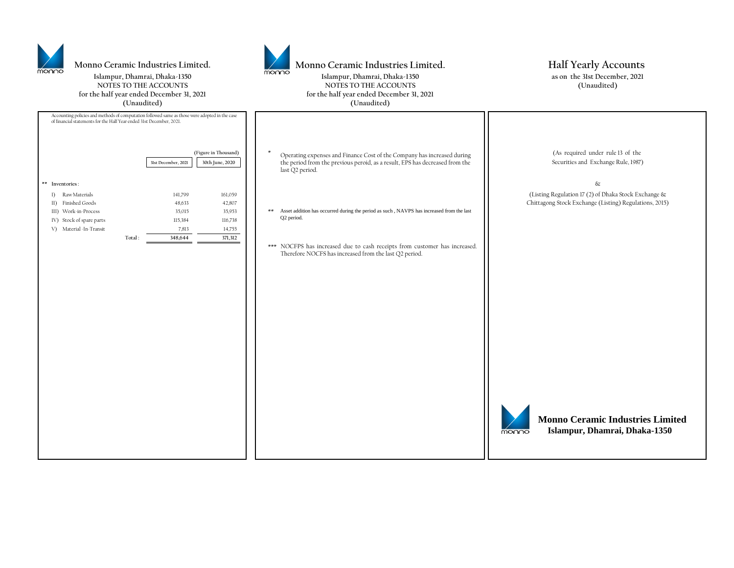## Monno Ceramic Industries Limited.

Islampur, Dhamrai, Dhaka-1350

NOTES TO THE ACCOUNTS

for the half year ended December 31, 2021

(Unaudited)

Accounting policies and methods of computation followed same as those were adopted in the case of financial statements for the Half Year ended 31st December, 2021.

(Figure in Thousand)

** Inventories :

| | 31st December, 2021 | 30th June, 2020 |
|---|---|---|
| I) Raw Materials | 141,799 | 161,059 |
| II) Finished Goods | 48,633 | 42,807 |
| III) Work-in-Process | 35,015 | 35,953 |
| IV) Stock of spare parts | 115,384 | 116,738 |
| V) Material -In-Transit | 7,813 | 14,755 |
| Total : | 348,644 | 371,312 |

## Monno Ceramic Industries Limited.

Islampur, Dhamrai, Dhaka-1350

NOTES TO THE ACCOUNTS

for the half year ended December 31, 2021

(Unaudited)

\* Operating expenses and Finance Cost of the Company has increased during the period from the previous peroid, as a result, EPS has decreased from the last Q2 period.

** Asset addition has occurred during the period as such , NAVPS has increased from the last Q2 period.

*** NOCFPS has increased due to cash receipts from customer has increased. Therefore NOCFS has increased from the last Q2 period.

## Half Yearly Accounts

as on the 31st December, 2021

(Unaudited)

(As required under rule 13 of the Securities and Exchange Rule, 1987)

&

(Listing Regulation 17 (2) of Dhaka Stock Exchange & Chittagong Stock Exchange (Listing) Regulations, 2015)

**Monno Ceramic Industries Limited**

**Islampur, Dhamrai, Dhaka-1350**